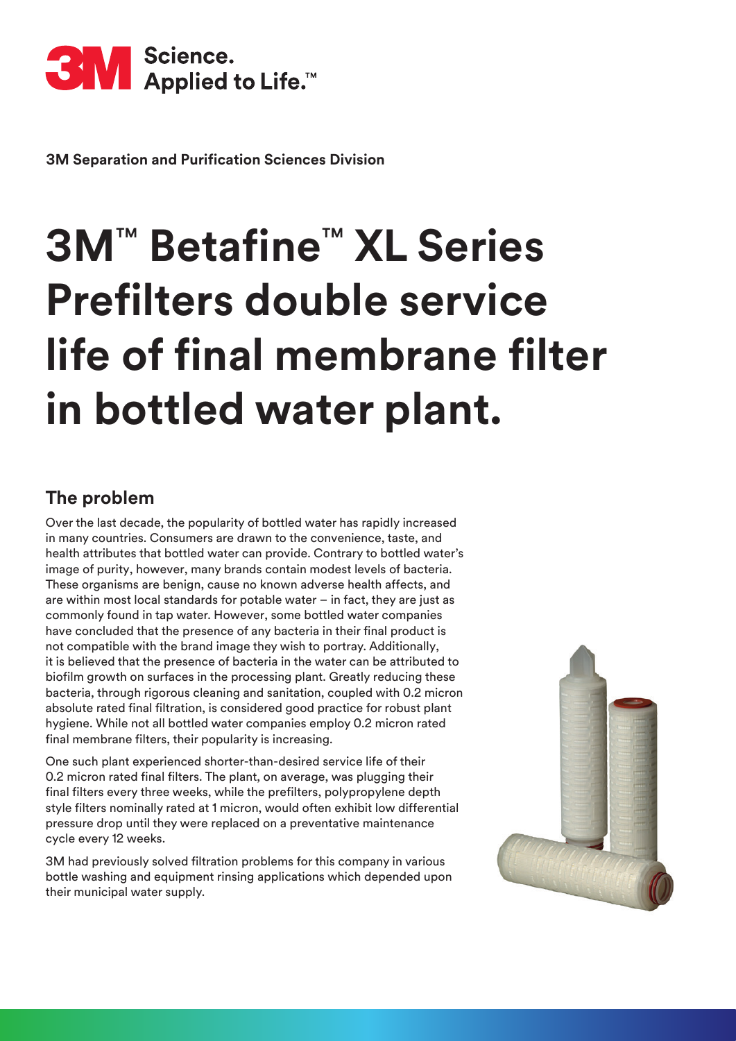3M Science. Applied to Life.™

**3M Separation and Purification Sciences Division**

# 3M™ Betafine™ XL Series Prefilters double service life of final membrane filter in bottled water plant.

## The problem

Over the last decade, the popularity of bottled water has rapidly increased in many countries. Consumers are drawn to the convenience, taste, and health attributes that bottled water can provide. Contrary to bottled water's image of purity, however, many brands contain modest levels of bacteria. These organisms are benign, cause no known adverse health affects, and are within most local standards for potable water – in fact, they are just as commonly found in tap water. However, some bottled water companies have concluded that the presence of any bacteria in their final product is not compatible with the brand image they wish to portray. Additionally, it is believed that the presence of bacteria in the water can be attributed to biofilm growth on surfaces in the processing plant. Greatly reducing these bacteria, through rigorous cleaning and sanitation, coupled with 0.2 micron absolute rated final filtration, is considered good practice for robust plant hygiene. While not all bottled water companies employ 0.2 micron rated final membrane filters, their popularity is increasing.

One such plant experienced shorter-than-desired service life of their 0.2 micron rated final filters. The plant, on average, was plugging their final filters every three weeks, while the prefilters, polypropylene depth style filters nominally rated at 1 micron, would often exhibit low differential pressure drop until they were replaced on a preventative maintenance cycle every 12 weeks.

3M had previously solved filtration problems for this company in various bottle washing and equipment rinsing applications which depended upon their municipal water supply.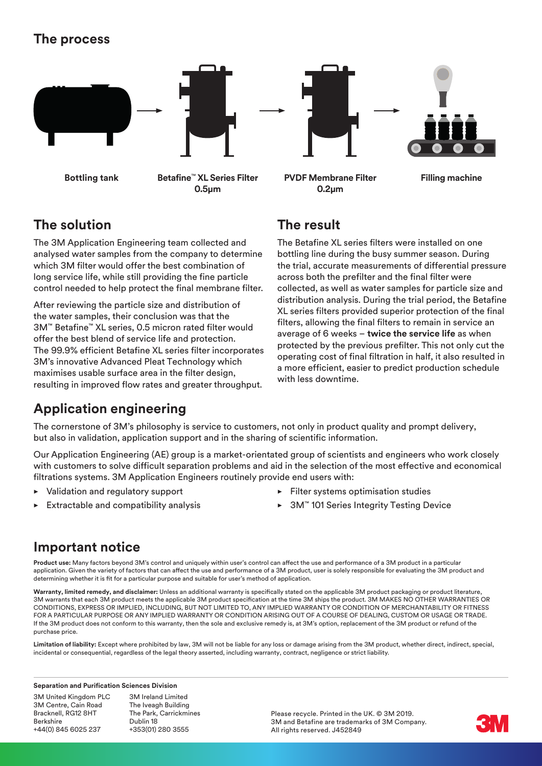## The process

Bottling tank → Betafine™ XL Series Filter 0.5µm → PVDF Membrane Filter 0.2µm → Filling machine

## The solution

The 3M Application Engineering team collected and analysed water samples from the company to determine which 3M filter would offer the best combination of long service life, while still providing the fine particle control needed to help protect the final membrane filter.

After reviewing the particle size and distribution of the water samples, their conclusion was that the 3M™ Betafine™ XL series, 0.5 micron rated filter would offer the best blend of service life and protection. The 99.9% efficient Betafine XL series filter incorporates 3M's innovative Advanced Pleat Technology which maximises usable surface area in the filter design, resulting in improved flow rates and greater throughput.

## The result

The Betafine XL series filters were installed on one bottling line during the busy summer season. During the trial, accurate measurements of differential pressure across both the prefilter and the final filter were collected, as well as water samples for particle size and distribution analysis. During the trial period, the Betafine XL series filters provided superior protection of the final filters, allowing the final filters to remain in service an average of 6 weeks – **twice the service life** as when protected by the previous prefilter. This not only cut the operating cost of final filtration in half, it also resulted in a more efficient, easier to predict production schedule with less downtime.

## Application engineering

The cornerstone of 3M's philosophy is service to customers, not only in product quality and prompt delivery, but also in validation, application support and in the sharing of scientific information.

Our Application Engineering (AE) group is a market-orientated group of scientists and engineers who work closely with customers to solve difficult separation problems and aid in the selection of the most effective and economical filtrations systems. 3M Application Engineers routinely provide end users with:

- Validation and regulatory support
- Extractable and compatibility analysis
- Filter systems optimisation studies
- 3M™ 101 Series Integrity Testing Device

## Important notice

**Product use:** Many factors beyond 3M's control and uniquely within user's control can affect the use and performance of a 3M product in a particular application. Given the variety of factors that can affect the use and performance of a 3M product, user is solely responsible for evaluating the 3M product and determining whether it is fit for a particular purpose and suitable for user's method of application.

**Warranty, limited remedy, and disclaimer:** Unless an additional warranty is specifically stated on the applicable 3M product packaging or product literature, 3M warrants that each 3M product meets the applicable 3M product specification at the time 3M ships the product. 3M MAKES NO OTHER WARRANTIES OR CONDITIONS, EXPRESS OR IMPLIED, INCLUDING, BUT NOT LIMITED TO, ANY IMPLIED WARRANTY OR CONDITION OF MERCHANTABILITY OR FITNESS FOR A PARTICULAR PURPOSE OR ANY IMPLIED WARRANTY OR CONDITION ARISING OUT OF A COURSE OF DEALING, CUSTOM OR USAGE OR TRADE. If the 3M product does not conform to this warranty, then the sole and exclusive remedy is, at 3M's option, replacement of the 3M product or refund of the purchase price.

**Limitation of liability:** Except where prohibited by law, 3M will not be liable for any loss or damage arising from the 3M product, whether direct, indirect, special, incidental or consequential, regardless of the legal theory asserted, including warranty, contract, negligence or strict liability.

**Separation and Purification Sciences Division**

3M United Kingdom PLC
3M Centre, Cain Road
Bracknell, RG12 8HT
Berkshire
+44(0) 845 6025 237

3M Ireland Limited
The Iveagh Building
The Park, Carrickmines
Dublin 18
+353(01) 280 3555

Please recycle. Printed in the UK. © 3M 2019.
3M and Betafine are trademarks of 3M Company.
All rights reserved. J452849